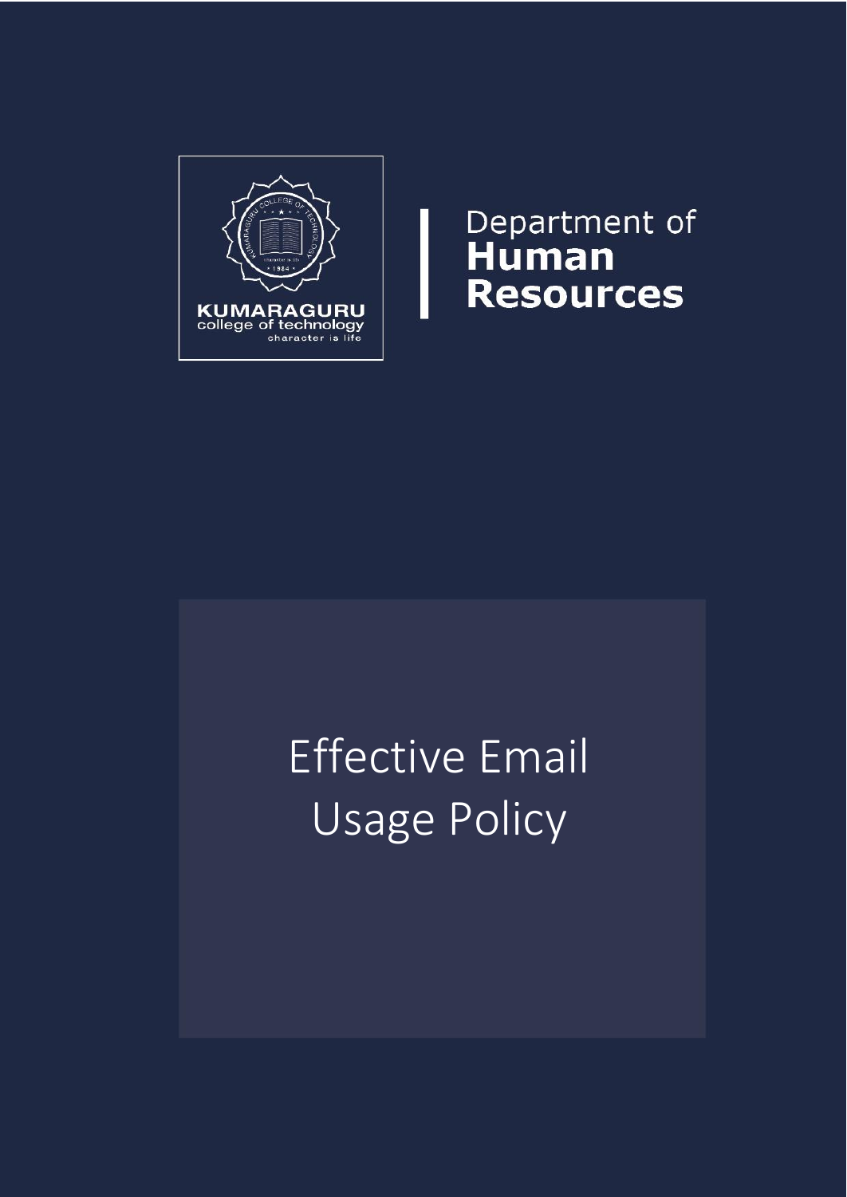KUMARAGURU
college of technology
character is life

Department of
**Human Resources**

# Effective Email Usage Policy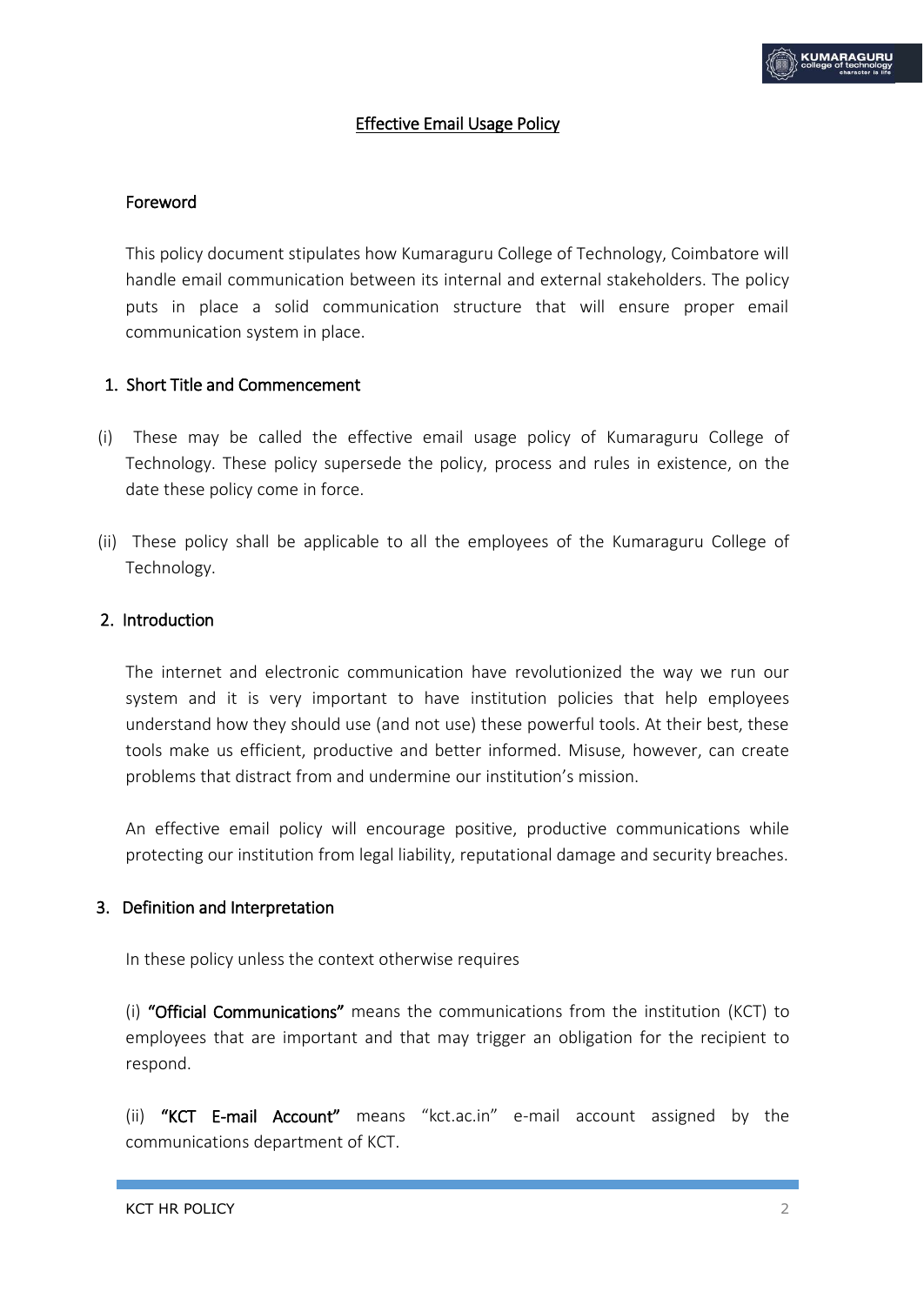# Effective Email Usage Policy

## Foreword

This policy document stipulates how Kumaraguru College of Technology, Coimbatore will handle email communication between its internal and external stakeholders. The policy puts in place a solid communication structure that will ensure proper email communication system in place.

## 1. Short Title and Commencement

(i) These may be called the effective email usage policy of Kumaraguru College of Technology. These policy supersede the policy, process and rules in existence, on the date these policy come in force.

(ii) These policy shall be applicable to all the employees of the Kumaraguru College of Technology.

## 2. Introduction

The internet and electronic communication have revolutionized the way we run our system and it is very important to have institution policies that help employees understand how they should use (and not use) these powerful tools. At their best, these tools make us efficient, productive and better informed. Misuse, however, can create problems that distract from and undermine our institution's mission.

An effective email policy will encourage positive, productive communications while protecting our institution from legal liability, reputational damage and security breaches.

## 3. Definition and Interpretation

In these policy unless the context otherwise requires

(i) **"Official Communications"** means the communications from the institution (KCT) to employees that are important and that may trigger an obligation for the recipient to respond.

(ii) **"KCT E-mail Account"** means "kct.ac.in" e-mail account assigned by the communications department of KCT.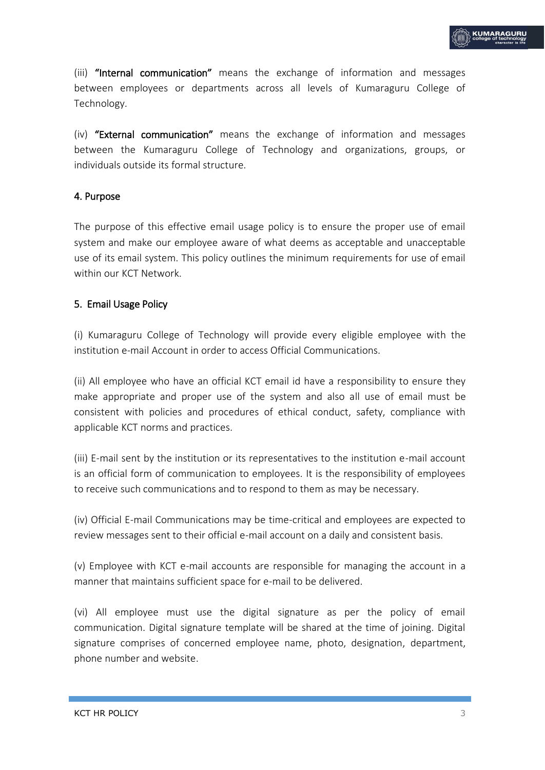(iii) **"Internal communication"** means the exchange of information and messages between employees or departments across all levels of Kumaraguru College of Technology.

(iv) **"External communication"** means the exchange of information and messages between the Kumaraguru College of Technology and organizations, groups, or individuals outside its formal structure.

## 4. Purpose

The purpose of this effective email usage policy is to ensure the proper use of email system and make our employee aware of what deems as acceptable and unacceptable use of its email system. This policy outlines the minimum requirements for use of email within our KCT Network.

## 5. Email Usage Policy

(i) Kumaraguru College of Technology will provide every eligible employee with the institution e-mail Account in order to access Official Communications.

(ii) All employee who have an official KCT email id have a responsibility to ensure they make appropriate and proper use of the system and also all use of email must be consistent with policies and procedures of ethical conduct, safety, compliance with applicable KCT norms and practices.

(iii) E-mail sent by the institution or its representatives to the institution e-mail account is an official form of communication to employees. It is the responsibility of employees to receive such communications and to respond to them as may be necessary.

(iv) Official E-mail Communications may be time-critical and employees are expected to review messages sent to their official e-mail account on a daily and consistent basis.

(v) Employee with KCT e-mail accounts are responsible for managing the account in a manner that maintains sufficient space for e-mail to be delivered.

(vi) All employee must use the digital signature as per the policy of email communication. Digital signature template will be shared at the time of joining. Digital signature comprises of concerned employee name, photo, designation, department, phone number and website.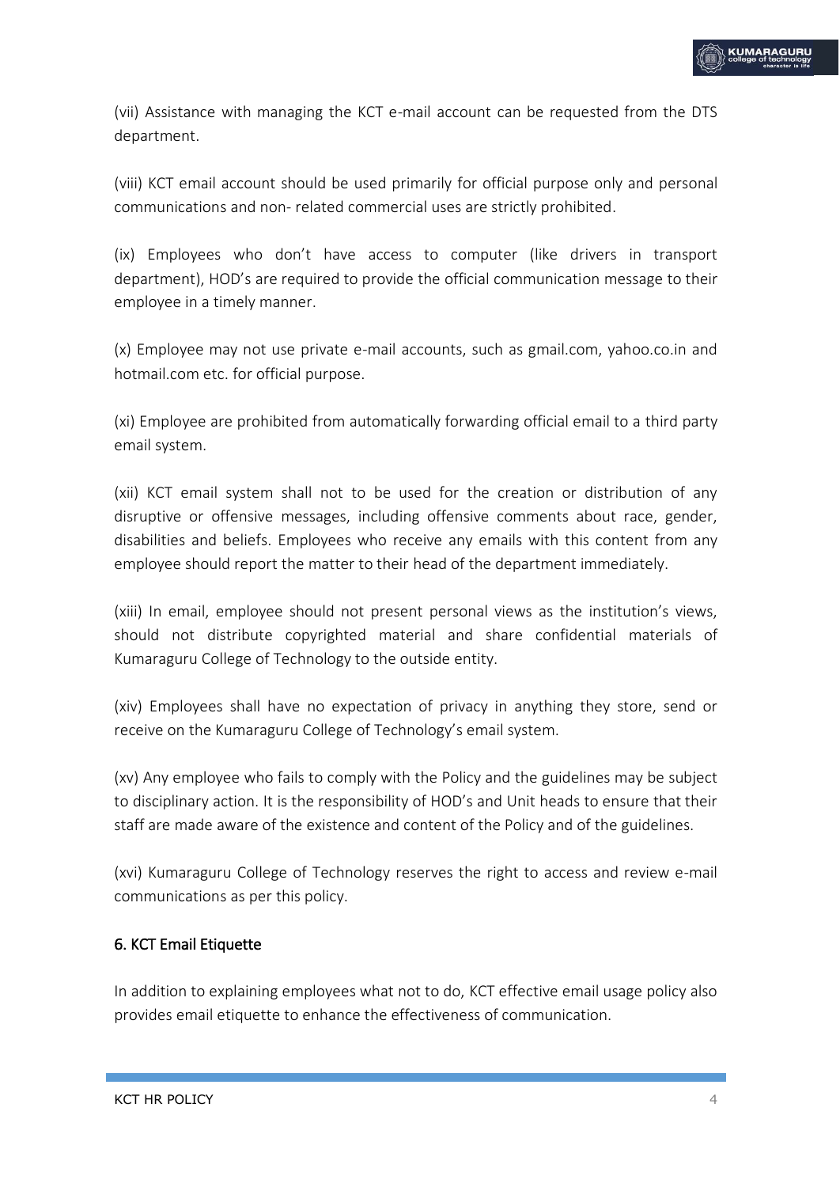(vii) Assistance with managing the KCT e-mail account can be requested from the DTS department.

(viii) KCT email account should be used primarily for official purpose only and personal communications and non- related commercial uses are strictly prohibited.

(ix) Employees who don't have access to computer (like drivers in transport department), HOD's are required to provide the official communication message to their employee in a timely manner.

(x) Employee may not use private e-mail accounts, such as gmail.com, yahoo.co.in and hotmail.com etc. for official purpose.

(xi) Employee are prohibited from automatically forwarding official email to a third party email system.

(xii) KCT email system shall not to be used for the creation or distribution of any disruptive or offensive messages, including offensive comments about race, gender, disabilities and beliefs. Employees who receive any emails with this content from any employee should report the matter to their head of the department immediately.

(xiii) In email, employee should not present personal views as the institution's views, should not distribute copyrighted material and share confidential materials of Kumaraguru College of Technology to the outside entity.

(xiv) Employees shall have no expectation of privacy in anything they store, send or receive on the Kumaraguru College of Technology's email system.

(xv) Any employee who fails to comply with the Policy and the guidelines may be subject to disciplinary action. It is the responsibility of HOD's and Unit heads to ensure that their staff are made aware of the existence and content of the Policy and of the guidelines.

(xvi) Kumaraguru College of Technology reserves the right to access and review e-mail communications as per this policy.

## 6. KCT Email Etiquette

In addition to explaining employees what not to do, KCT effective email usage policy also provides email etiquette to enhance the effectiveness of communication.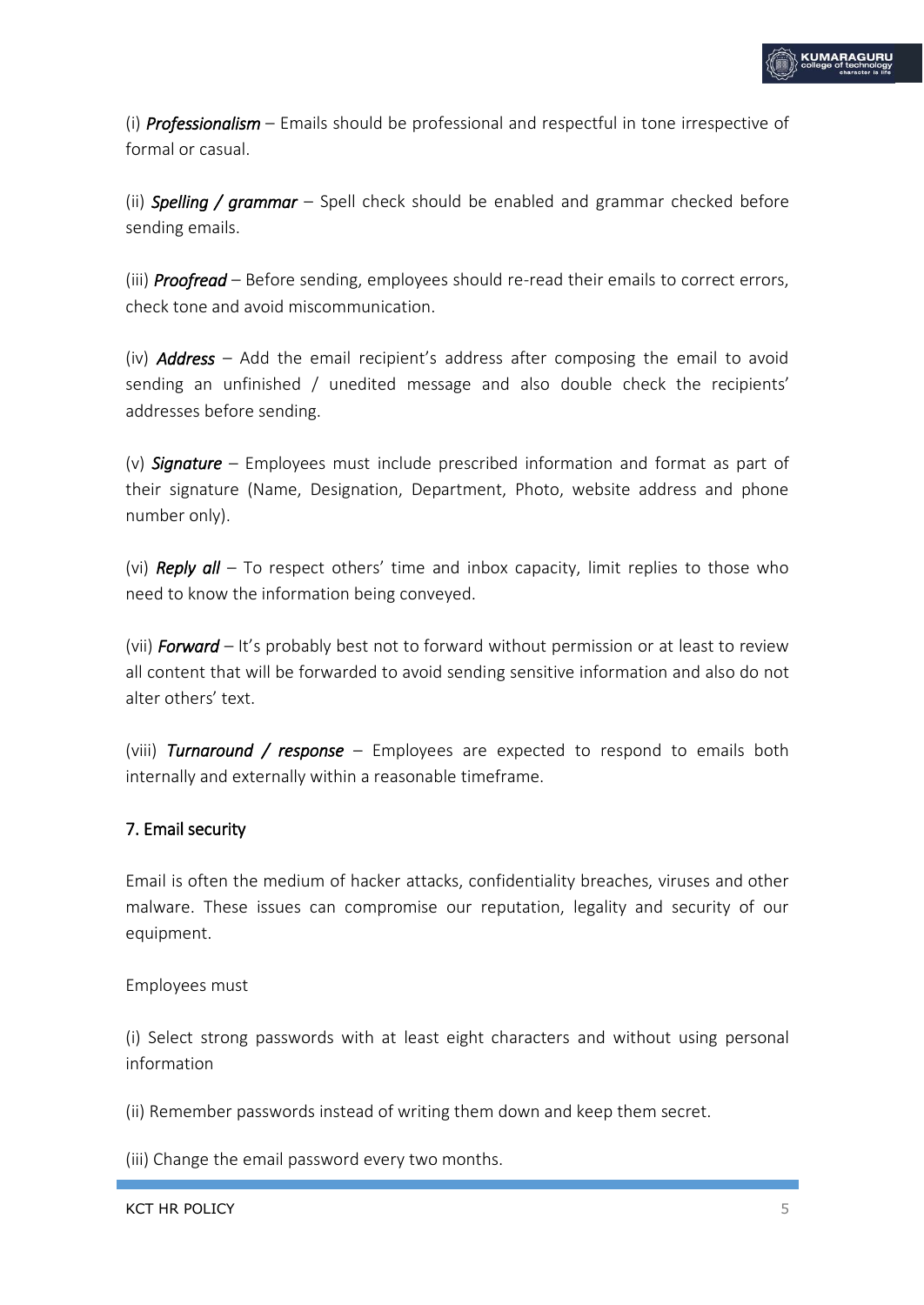(i) ***Professionalism*** – Emails should be professional and respectful in tone irrespective of formal or casual.

(ii) ***Spelling / grammar*** – Spell check should be enabled and grammar checked before sending emails.

(iii) ***Proofread*** – Before sending, employees should re-read their emails to correct errors, check tone and avoid miscommunication.

(iv) ***Address*** – Add the email recipient's address after composing the email to avoid sending an unfinished / unedited message and also double check the recipients' addresses before sending.

(v) ***Signature*** – Employees must include prescribed information and format as part of their signature (Name, Designation, Department, Photo, website address and phone number only).

(vi) ***Reply all*** – To respect others' time and inbox capacity, limit replies to those who need to know the information being conveyed.

(vii) ***Forward*** – It's probably best not to forward without permission or at least to review all content that will be forwarded to avoid sending sensitive information and also do not alter others' text.

(viii) ***Turnaround / response*** – Employees are expected to respond to emails both internally and externally within a reasonable timeframe.

## 7. Email security

Email is often the medium of hacker attacks, confidentiality breaches, viruses and other malware. These issues can compromise our reputation, legality and security of our equipment.

Employees must

(i) Select strong passwords with at least eight characters and without using personal information

(ii) Remember passwords instead of writing them down and keep them secret.

(iii) Change the email password every two months.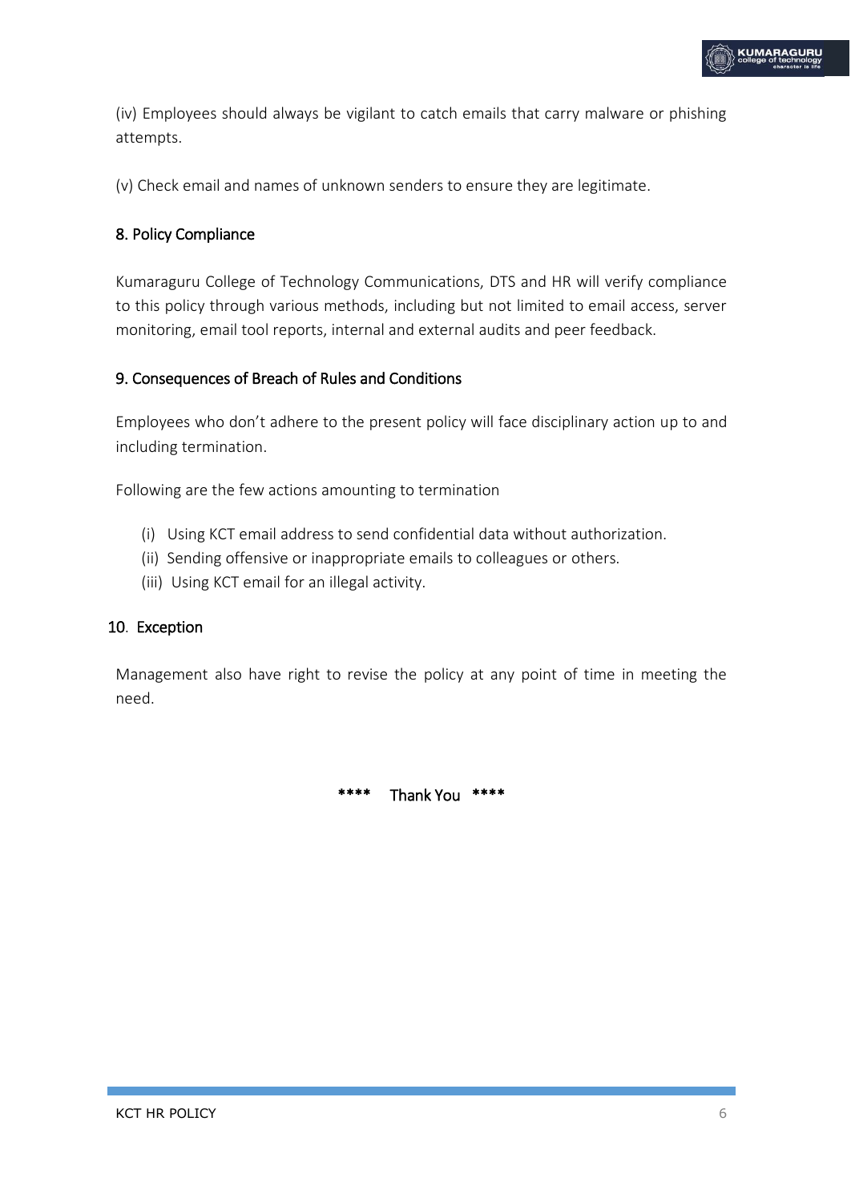(iv) Employees should always be vigilant to catch emails that carry malware or phishing attempts.

(v) Check email and names of unknown senders to ensure they are legitimate.

## 8. Policy Compliance

Kumaraguru College of Technology Communications, DTS and HR will verify compliance to this policy through various methods, including but not limited to email access, server monitoring, email tool reports, internal and external audits and peer feedback.

## 9. Consequences of Breach of Rules and Conditions

Employees who don't adhere to the present policy will face disciplinary action up to and including termination.

Following are the few actions amounting to termination

(i) Using KCT email address to send confidential data without authorization.
(ii) Sending offensive or inappropriate emails to colleagues or others.
(iii) Using KCT email for an illegal activity.

## 10. Exception

Management also have right to revise the policy at any point of time in meeting the need.

**\*\*\*\* Thank You \*\*\*\***